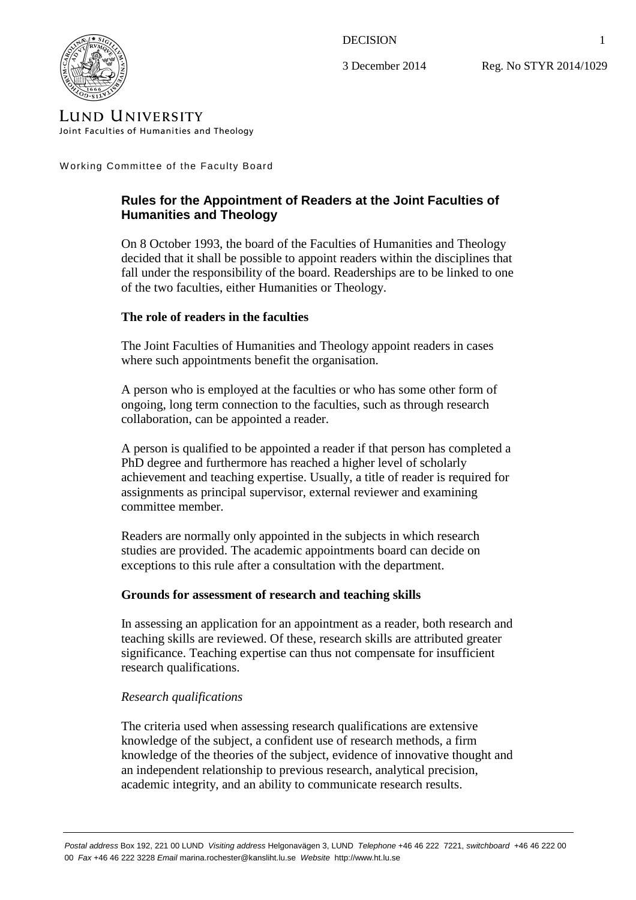DECISION

3 December 2014 Reg. No STYR 2014/1029

LUND UNIVERSITY
Joint Faculties of Humanities and Theology

Working Committee of the Faculty Board

## Rules for the Appointment of Readers at the Joint Faculties of Humanities and Theology

On 8 October 1993, the board of the Faculties of Humanities and Theology decided that it shall be possible to appoint readers within the disciplines that fall under the responsibility of the board. Readerships are to be linked to one of the two faculties, either Humanities or Theology.

### The role of readers in the faculties

The Joint Faculties of Humanities and Theology appoint readers in cases where such appointments benefit the organisation.

A person who is employed at the faculties or who has some other form of ongoing, long term connection to the faculties, such as through research collaboration, can be appointed a reader.

A person is qualified to be appointed a reader if that person has completed a PhD degree and furthermore has reached a higher level of scholarly achievement and teaching expertise. Usually, a title of reader is required for assignments as principal supervisor, external reviewer and examining committee member.

Readers are normally only appointed in the subjects in which research studies are provided. The academic appointments board can decide on exceptions to this rule after a consultation with the department.

### Grounds for assessment of research and teaching skills

In assessing an application for an appointment as a reader, both research and teaching skills are reviewed. Of these, research skills are attributed greater significance. Teaching expertise can thus not compensate for insufficient research qualifications.

*Research qualifications*

The criteria used when assessing research qualifications are extensive knowledge of the subject, a confident use of research methods, a firm knowledge of the theories of the subject, evidence of innovative thought and an independent relationship to previous research, analytical precision, academic integrity, and an ability to communicate research results.

*Postal address* Box 192, 221 00 LUND *Visiting address* Helgonavägen 3, LUND *Telephone* +46 46 222 7221, *switchboard* +46 46 222 00 00 *Fax* +46 46 222 3228 *Email* marina.rochester@kansliht.lu.se *Website* http://www.ht.lu.se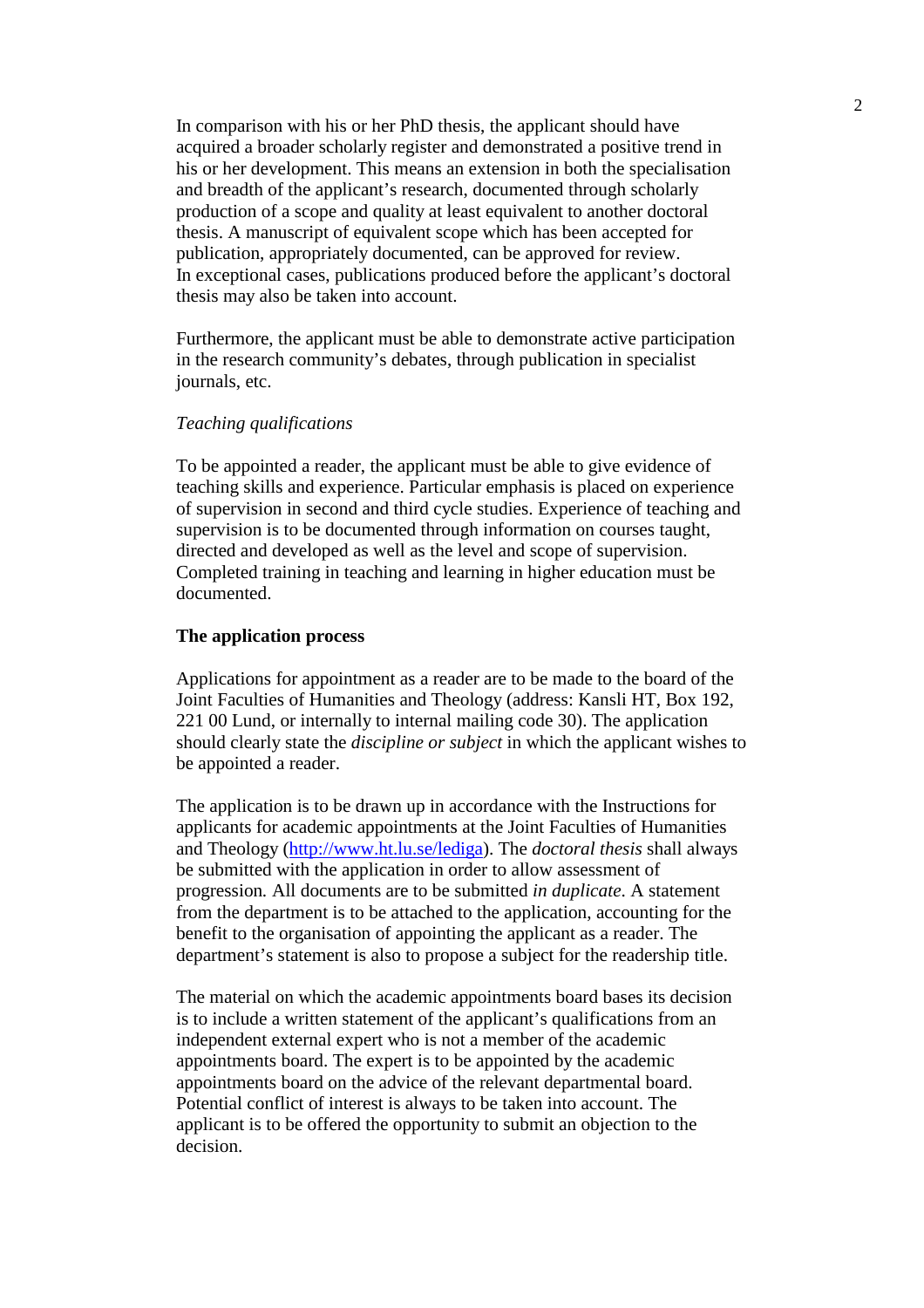In comparison with his or her PhD thesis, the applicant should have acquired a broader scholarly register and demonstrated a positive trend in his or her development. This means an extension in both the specialisation and breadth of the applicant's research, documented through scholarly production of a scope and quality at least equivalent to another doctoral thesis. A manuscript of equivalent scope which has been accepted for publication, appropriately documented, can be approved for review. In exceptional cases, publications produced before the applicant's doctoral thesis may also be taken into account.

Furthermore, the applicant must be able to demonstrate active participation in the research community's debates, through publication in specialist journals, etc.

*Teaching qualifications*

To be appointed a reader, the applicant must be able to give evidence of teaching skills and experience. Particular emphasis is placed on experience of supervision in second and third cycle studies. Experience of teaching and supervision is to be documented through information on courses taught, directed and developed as well as the level and scope of supervision. Completed training in teaching and learning in higher education must be documented.

**The application process**

Applications for appointment as a reader are to be made to the board of the Joint Faculties of Humanities and Theology (address: Kansli HT, Box 192, 221 00 Lund, or internally to internal mailing code 30). The application should clearly state the *discipline or subject* in which the applicant wishes to be appointed a reader.

The application is to be drawn up in accordance with the Instructions for applicants for academic appointments at the Joint Faculties of Humanities and Theology (http://www.ht.lu.se/lediga). The *doctoral thesis* shall always be submitted with the application in order to allow assessment of progression. All documents are to be submitted *in duplicate*. A statement from the department is to be attached to the application, accounting for the benefit to the organisation of appointing the applicant as a reader. The department's statement is also to propose a subject for the readership title.

The material on which the academic appointments board bases its decision is to include a written statement of the applicant's qualifications from an independent external expert who is not a member of the academic appointments board. The expert is to be appointed by the academic appointments board on the advice of the relevant departmental board. Potential conflict of interest is always to be taken into account. The applicant is to be offered the opportunity to submit an objection to the decision.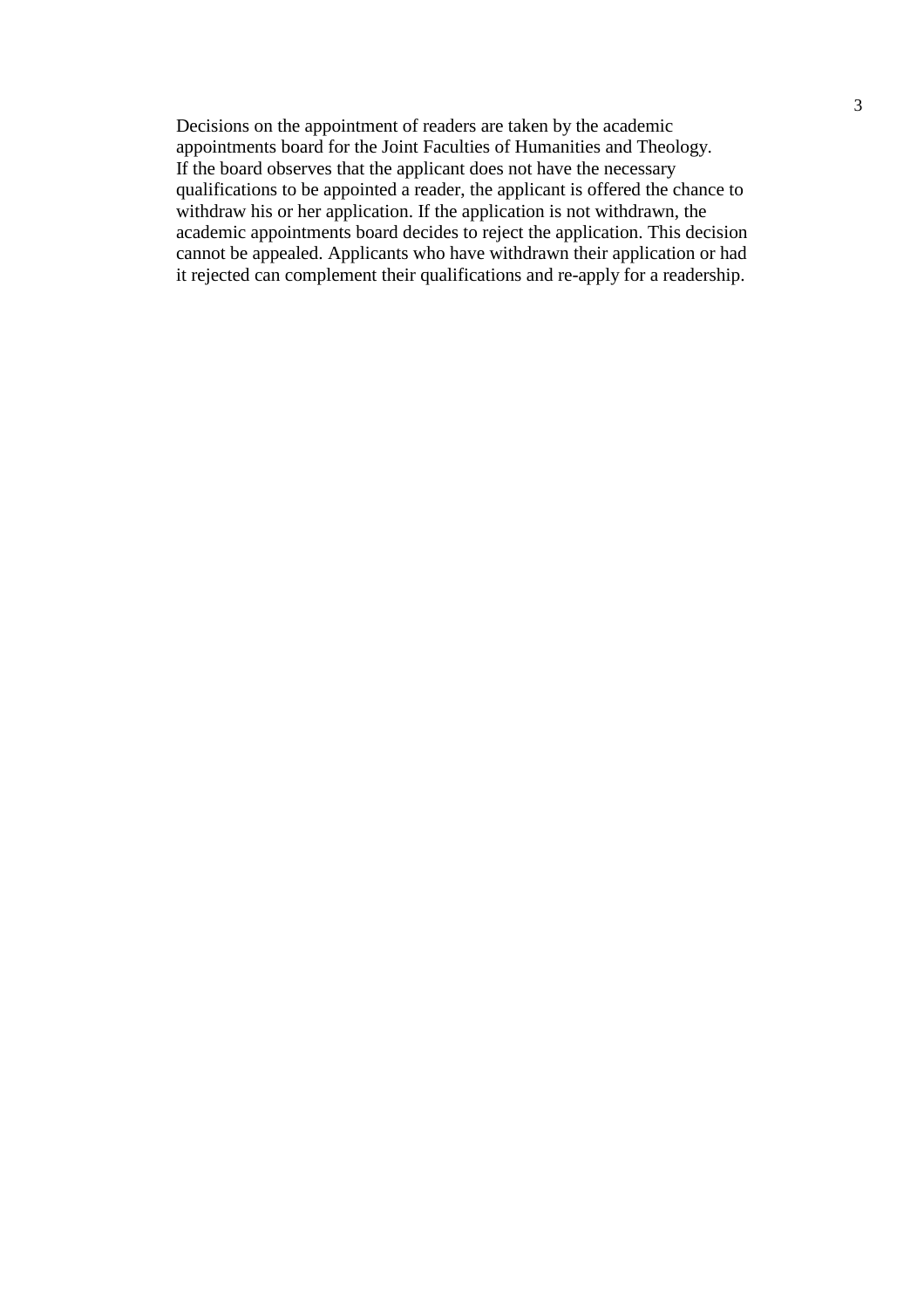Decisions on the appointment of readers are taken by the academic appointments board for the Joint Faculties of Humanities and Theology. If the board observes that the applicant does not have the necessary qualifications to be appointed a reader, the applicant is offered the chance to withdraw his or her application. If the application is not withdrawn, the academic appointments board decides to reject the application. This decision cannot be appealed. Applicants who have withdrawn their application or had it rejected can complement their qualifications and re-apply for a readership.